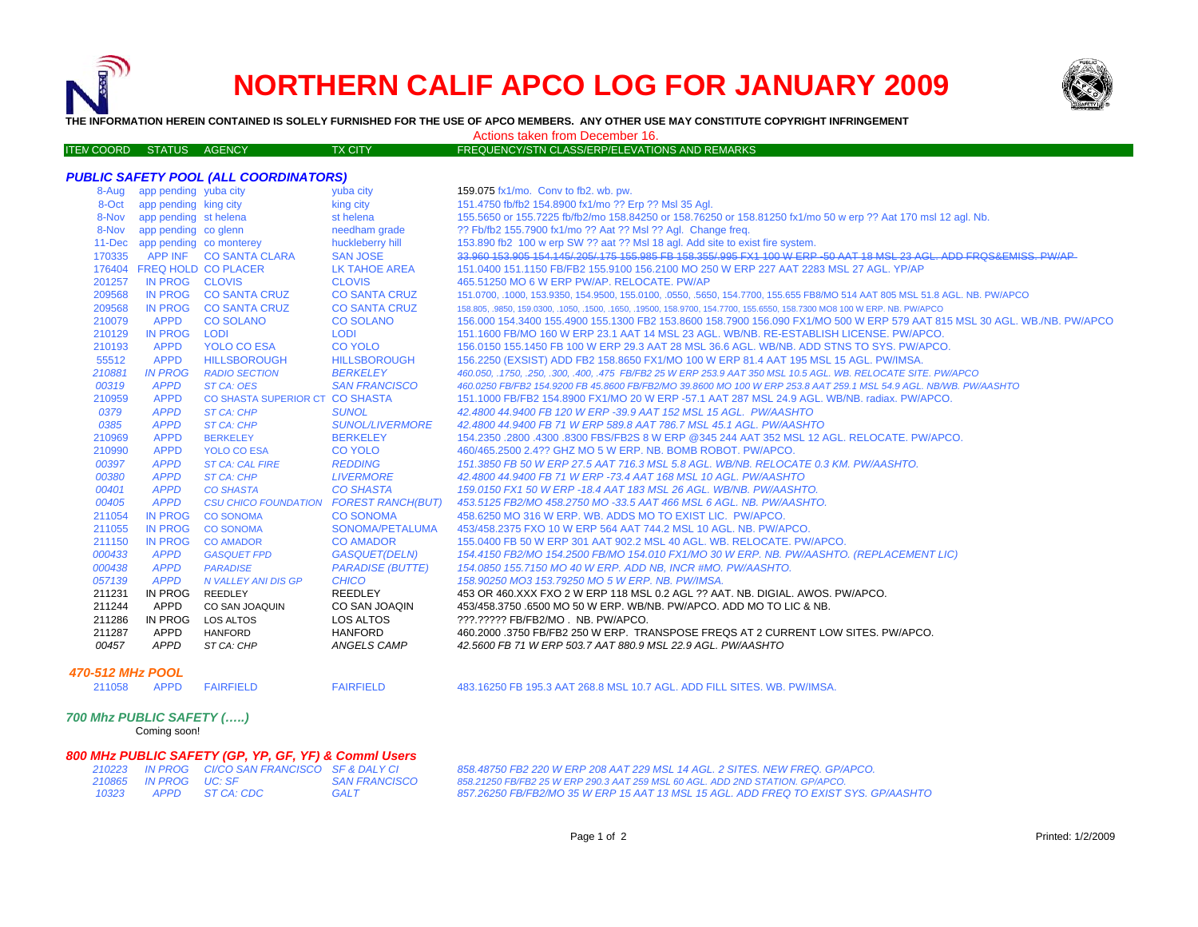# NORTHERN CALIF APCO LOG FOR JANUARY 2009

**THE INFORMATION HEREIN CONTAINED IS SOLELY FURNISHED FOR THE USE OF APCO MEMBERS. ANY OTHER USE MAY CONSTITUTE COPYRIGHT INFRINGEMENT**

Actions taken from December 16.

| ITEM COORD | STATUS | AGENCY | TX CITY | FREQUENCY/STN CLASS/ERP/ELEVATIONS AND REMARKS |
|---|---|---|---|---|

### *PUBLIC SAFETY POOL (ALL COORDINATORS)*

| ITEM COORD | STATUS | AGENCY | TX CITY | FREQUENCY/STN CLASS/ERP/ELEVATIONS AND REMARKS |
|---|---|---|---|---|
| 8-Aug | app pending | yuba city | yuba city | 159.075 fx1/mo. Conv to fb2. wb. pw. |
| 8-Oct | app pending | king city | king city | 151.4750 fb/fb2 154.8900 fx1/mo ?? Erp ?? Msl 35 Agl. |
| 8-Nov | app pending | st helena | st helena | 155.5650 or 155.7225 fb/fb2/mo 158.84250 or 158.76250 or 158.81250 fx1/mo 50 w erp ?? Aat 170 msl 12 agl. Nb. |
| 8-Nov | app pending | co glenn | needham grade | ?? Fb/fb2 155.7900 fx1/mo ?? Aat ?? Msl ?? Agl. Change freq. |
| 11-Dec | app pending | co monterey | huckleberry hill | 153.890 fb2 100 w erp SW ?? aat ?? Msl 18 agl. Add site to exist fire system. |
| 170335 | APP INF | CO SANTA CLARA | SAN JOSE | ~~33.960 153.905 154.145/.205/.175 155.985 FB 158.355/.995 FX1 100 W ERP -50 AAT 18 MSL 23 AGL. ADD FRQS&EMISS. PW/AP~~ |
| 176404 | FREQ HOLD | CO PLACER | LK TAHOE AREA | 151.0400 151.1150 FB/FB2 155.9100 156.2100 MO 250 W ERP 227 AAT 2283 MSL 27 AGL. YP/AP |
| 201257 | IN PROG | CLOVIS | CLOVIS | 465.51250 MO 6 W ERP PW/AP. RELOCATE. PW/AP |
| 209568 | IN PROG | CO SANTA CRUZ | CO SANTA CRUZ | 151.0700, .1000, 153.9350, 154.9500, 155.0100, .0550, .5650, 154.7700, 155.655 FB8/MO 514 AAT 805 MSL 51.8 AGL. NB. PW/APCO |
| 209568 | IN PROG | CO SANTA CRUZ | CO SANTA CRUZ | 158.805, .9850, 159.0300, .1050, .1500, .1650, .19500, 158.9700, 154.7700, 155.6550, 158.7300 MO8 100 W ERP. NB. PW/APCO |
| 210079 | APPD | CO SOLANO | CO SOLANO | 156.000 154.3400 155.4900 155.1300 FB2 153.8600 158.7900 156.090 FX1/MO 500 W ERP 579 AAT 815 MSL 30 AGL. WB./NB. PW/APCO |
| 210129 | IN PROG | LODI | LODI | 151.1600 FB/MO 160 W ERP 23.1 AAT 14 MSL 23 AGL. WB/NB. RE-ESTABLISH LICENSE. PW/APCO. |
| 210193 | APPD | YOLO CO ESA | CO YOLO | 156.0150 155.1450 FB 100 W ERP 29.3 AAT 28 MSL 36.6 AGL. WB/NB. ADD STNS TO SYS. PW/APCO. |
| 55512 | APPD | HILLSBOROUGH | HILLSBOROUGH | 156.2250 (EXSIST) ADD FB2 158.8650 FX1/MO 100 W ERP 81.4 AAT 195 MSL 15 AGL. PW/IMSA. |
| *210881* | *IN PROG* | *RADIO SECTION* | *BERKELEY* | *460.050, .1750, .250, .300, .400, .475 FB/FB2 25 W ERP 253.9 AAT 350 MSL 10.5 AGL. WB. RELOCATE SITE. PW/APCO* |
| *00319* | *APPD* | *ST CA: OES* | *SAN FRANCISCO* | *460.0250 FB/FB2 154.9200 FB 45.8600 FB/FB2/MO 39.8600 MO 100 W ERP 253.8 AAT 259.1 MSL 54.9 AGL. NB/WB. PW/AASHTO* |
| 210959 | APPD | CO SHASTA SUPERIOR CT | CO SHASTA | 151.1000 FB/FB2 154.8900 FX1/MO 20 W ERP -57.1 AAT 287 MSL 24.9 AGL. WB/NB. radiax. PW/APCO. |
| *0379* | *APPD* | *ST CA: CHP* | *SUNOL* | *42.4800 44.9400 FB 120 W ERP -39.9 AAT 152 MSL 15 AGL. PW/AASHTO* |
| *0385* | *APPD* | *ST CA: CHP* | *SUNOL/LIVERMORE* | *42.4800 44.9400 FB 71 W ERP 589.8 AAT 786.7 MSL 45.1 AGL. PW/AASHTO* |
| 210969 | APPD | BERKELEY | BERKELEY | 154.2350 .2800 .4300 .8300 FBS/FB2S 8 W ERP @345 244 AAT 352 MSL 12 AGL. RELOCATE. PW/APCO. |
| 210990 | APPD | YOLO CO ESA | CO YOLO | 460/465.2500 2.4?? GHZ MO 5 W ERP. NB. BOMB ROBOT. PW/APCO. |
| *00397* | *APPD* | *ST CA: CAL FIRE* | *REDDING* | *151.3850 FB 50 W ERP 27.5 AAT 716.3 MSL 5.8 AGL. WB/NB. RELOCATE 0.3 KM. PW/AASHTO.* |
| *00380* | *APPD* | *ST CA: CHP* | *LIVERMORE* | *42.4800 44.9400 FB 71 W ERP -73.4 AAT 168 MSL 10 AGL. PW/AASHTO* |
| *00401* | *APPD* | *CO SHASTA* | *CO SHASTA* | *159.0150 FX1 50 W ERP -18.4 AAT 183 MSL 26 AGL. WB/NB. PW/AASHTO.* |
| *00405* | *APPD* | *CSU CHICO FOUNDATION* | *FOREST RANCH(BUT)* | *453.5125 FB2/MO 458.2750 MO -33.5 AAT 466 MSL 6 AGL. NB. PW/AASHTO.* |
| 211054 | IN PROG | CO SONOMA | CO SONOMA | 458.6250 MO 316 W ERP. WB. ADDS MO TO EXIST LIC. PW/APCO. |
| 211055 | IN PROG | CO SONOMA | SONOMA/PETALUMA | 453/458.2375 FXO 10 W ERP 564 AAT 744.2 MSL 10 AGL. NB. PW/APCO. |
| 211150 | IN PROG | CO AMADOR | CO AMADOR | 155.0400 FB 50 W ERP 301 AAT 902.2 MSL 40 AGL. WB. RELOCATE. PW/APCO. |
| *000433* | *APPD* | *GASQUET FPD* | *GASQUET(DELN)* | *154.4150 FB2/MO 154.2500 FB/MO 154.010 FX1/MO 30 W ERP. NB. PW/AASHTO. (REPLACEMENT LIC)* |
| *000438* | *APPD* | *PARADISE* | *PARADISE (BUTTE)* | *154.0850 155.7150 MO 40 W ERP. ADD NB, INCR #MO. PW/AASHTO.* |
| *057139* | *APPD* | *N VALLEY ANI DIS GP* | *CHICO* | *158.90250 MO3 153.79250 MO 5 W ERP. NB. PW/IMSA.* |
| 211231 | IN PROG | REEDLEY | REEDLEY | 453 OR 460.XXX FXO 2 W ERP 118 MSL 0.2 AGL ?? AAT. NB. DIGIAL. AWOS. PW/APCO. |
| 211244 | APPD | CO SAN JOAQUIN | CO SAN JOAQIN | 453/458.3750 .6500 MO 50 W ERP. WB/NB. PW/APCO. ADD MO TO LIC & NB. |
| 211286 | IN PROG | LOS ALTOS | LOS ALTOS | ???.????? FB/FB2/MO . NB. PW/APCO. |
| 211287 | APPD | HANFORD | HANFORD | 460.2000 .3750 FB/FB2 250 W ERP. TRANSPOSE FREQS AT 2 CURRENT LOW SITES. PW/APCO. |
| *00457* | *APPD* | *ST CA: CHP* | *ANGELS CAMP* | *42.5600 FB 71 W ERP 503.7 AAT 880.9 MSL 22.9 AGL. PW/AASHTO* |

### *470-512 MHz POOL*

| ITEM COORD | STATUS | AGENCY | TX CITY | FREQUENCY/STN CLASS/ERP/ELEVATIONS AND REMARKS |
|---|---|---|---|---|
| 211058 | APPD | FAIRFIELD | FAIRFIELD | 483.16250 FB 195.3 AAT 268.8 MSL 10.7 AGL. ADD FILL SITES. WB. PW/IMSA. |

### *700 Mhz PUBLIC SAFETY (.....)*

Coming soon!

### *800 MHz PUBLIC SAFETY (GP, YP, GF, YF) & Comml Users*

| ITEM COORD | STATUS | AGENCY | TX CITY | FREQUENCY/STN CLASS/ERP/ELEVATIONS AND REMARKS |
|---|---|---|---|---|
| *210223* | *IN PROG* | *CI/CO SAN FRANCISCO* | *SF & DALY CI* | *858.48750 FB2 220 W ERP 208 AAT 229 MSL 14 AGL. 2 SITES. NEW FREQ. GP/APCO.* |
| *210865* | *IN PROG* | *UC: SF* | *SAN FRANCISCO* | *858.21250 FB/FB2 25 W ERP 290.3 AAT 259 MSL 60 AGL. ADD 2ND STATION. GP/APCO.* |
| *10323* | *APPD* | *ST CA: CDC* | *GALT* | *857.26250 FB/FB2/MO 35 W ERP 15 AAT 13 MSL 15 AGL. ADD FREQ TO EXIST SYS. GP/AASHTO* |

Printed: 1/2/2009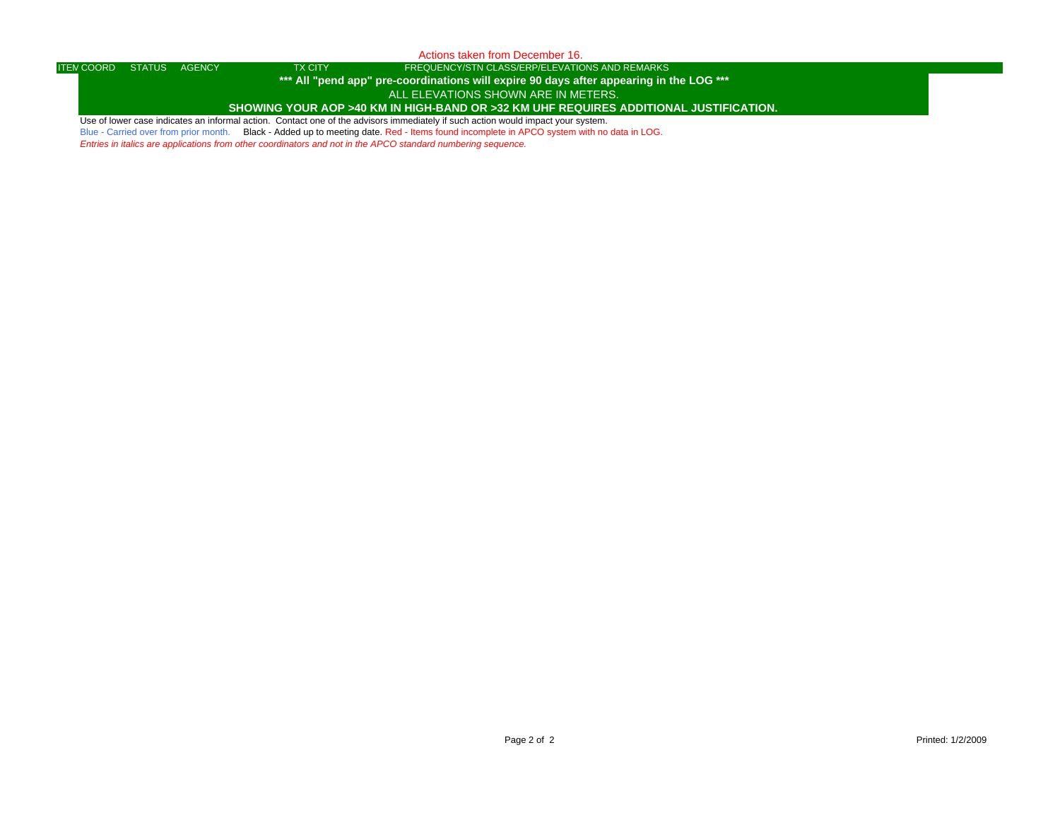Actions taken from December 16.

| ITEM | COORD | STATUS | AGENCY | TX CITY | FREQUENCY/STN CLASS/ERP/ELEVATIONS AND REMARKS |
|---|---|---|---|---|---|

**\*\*\* All "pend app" pre-coordinations will expire 90 days after appearing in the LOG \*\*\***

ALL ELEVATIONS SHOWN ARE IN METERS.

**SHOWING YOUR AOP >40 KM IN HIGH-BAND OR >32 KM UHF REQUIRES ADDITIONAL JUSTIFICATION.**

Use of lower case indicates an informal action. Contact one of the advisors immediately if such action would impact your system.

Blue - Carried over from prior month. Black - Added up to meeting date. Red - Items found incomplete in APCO system with no data in LOG.

*Entries in italics are applications from other coordinators and not in the APCO standard numbering sequence.*

Printed: 1/2/2009